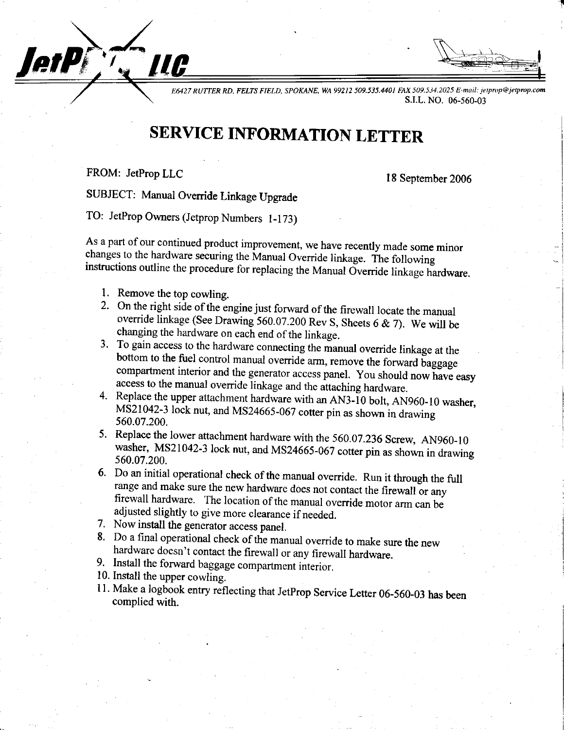JetProp LLC

*E6427 RUTTER RD, FELTS FIELD, SPOKANE, WA 99212 509.535.4401 FAX 509.534.2025 E-mail: jetprop@jetprop.com*

S.I.L. NO. 06-560-03

# SERVICE INFORMATION LETTER

FROM: JetProp LLC

18 September 2006

SUBJECT: Manual Override Linkage Upgrade

TO: JetProp Owners (Jetprop Numbers 1-173)

As a part of our continued product improvement, we have recently made some minor changes to the hardware securing the Manual Override linkage. The following instructions outline the procedure for replacing the Manual Override linkage hardware.

1. Remove the top cowling.
2. On the right side of the engine just forward of the firewall locate the manual override linkage (See Drawing 560.07.200 Rev S, Sheets 6 & 7). We will be changing the hardware on each end of the linkage.
3. To gain access to the hardware connecting the manual override linkage at the bottom to the fuel control manual override arm, remove the forward baggage compartment interior and the generator access panel. You should now have easy access to the manual override linkage and the attaching hardware.
4. Replace the upper attachment hardware with an AN3-10 bolt, AN960-10 washer, MS21042-3 lock nut, and MS24665-067 cotter pin as shown in drawing 560.07.200.
5. Replace the lower attachment hardware with the 560.07.236 Screw, AN960-10 washer, MS21042-3 lock nut, and MS24665-067 cotter pin as shown in drawing 560.07.200.
6. Do an initial operational check of the manual override. Run it through the full range and make sure the new hardware does not contact the firewall or any firewall hardware. The location of the manual override motor arm can be adjusted slightly to give more clearance if needed.
7. Now install the generator access panel.
8. Do a final operational check of the manual override to make sure the new hardware doesn't contact the firewall or any firewall hardware.
9. Install the forward baggage compartment interior.
10. Install the upper cowling.
11. Make a logbook entry reflecting that JetProp Service Letter 06-560-03 has been complied with.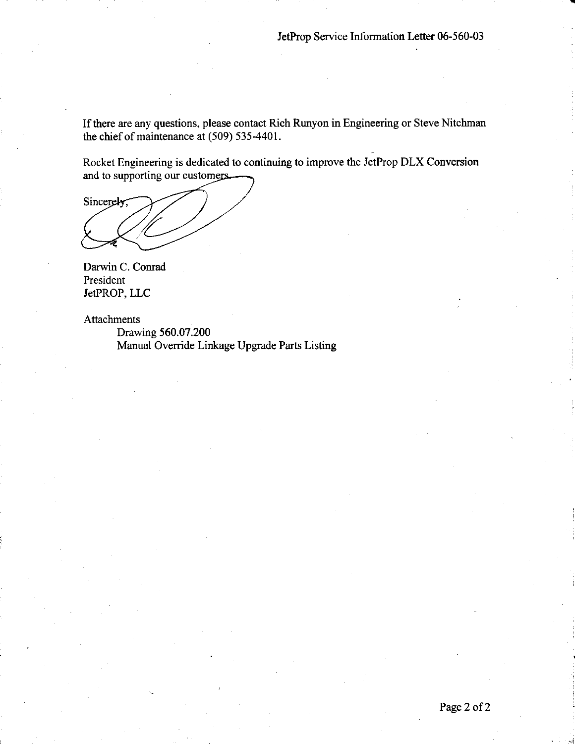If there are any questions, please contact Rich Runyon in Engineering or Steve Nitchman the chief of maintenance at (509) 535-4401.

Rocket Engineering is dedicated to continuing to improve the JetProp DLX Conversion and to supporting our customers.

Sincerely,

Darwin C. Conrad
President
JetPROP, LLC

Attachments

- Drawing 560.07.200
- Manual Override Linkage Upgrade Parts Listing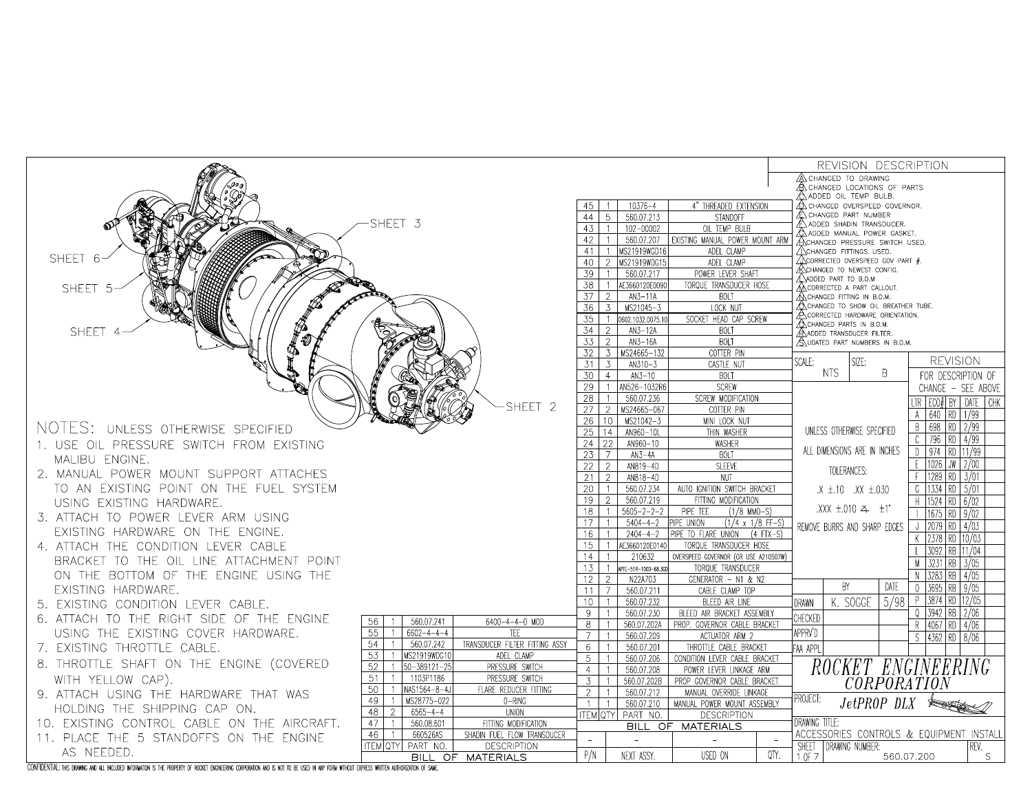SHEET 3

SHEET 6

SHEET 5

SHEET 4

SHEET 2

NOTES: UNLESS OTHERWISE SPECIFIED

1. USE OIL PRESSURE SWITCH FROM EXISTING MALIBU ENGINE.
2. MANUAL POWER MOUNT SUPPORT ATTACHES TO AN EXISTING POINT ON THE FUEL SYSTEM USING EXISTING HARDWARE.
3. ATTACH TO POWER LEVER ARM USING EXISTING HARDWARE ON THE ENGINE.
4. ATTACH THE CONDITION LEVER CABLE BRACKET TO THE OIL LINE ATTACHMENT POINT ON THE BOTTOM OF THE ENGINE USING THE EXISTING HARDWARE.
5. EXISTING CONDITION LEVER CABLE.
6. ATTACH TO THE RIGHT SIDE OF THE ENGINE USING THE EXISTING COVER HARDWARE.
7. EXISTING THROTTLE CABLE.
8. THROTTLE SHAFT ON THE ENGINE (COVERED WITH YELLOW CAP).
9. ATTACH USING THE HARDWARE THAT WAS HOLDING THE SHIPPING CAP ON.
10. EXISTING CONTROL CABLE ON THE AIRCRAFT.
11. PLACE THE 5 STANDOFFS ON THE ENGINE AS NEEDED.

| ITEM | QTY | PART NO. | DESCRIPTION |
|---|---|---|---|
| 56 | 1 | 560.07.241 | 6400-4-4-0 MOD |
| 55 | 1 | 6602-4-4-4 | TEE |
| 54 | 1 | 560.07.242 | TRANSDUCER FILTER FITTING ASSY |
| 53 | 1 | MS21919WDG10 | ADEL CLAMP |
| 52 | 1 | 50-389121-25 | PRESSURE SWITCH |
| 51 | 1 | 1103P1186 | PRESSURE SWITCH |
| 50 | 1 | NAS1564-8-4J | FLARE REDUCER FITTING |
| 49 | 1 | MS28775-022 | O-RING |
| 48 | 2 | 6565-4-4 | UNION |
| 47 | 1 | 560.08.601 | FITTING MODIFICATION |
| 46 | 1 | 660526AS | SHADIN FUEL FLOW TRANSDUCER |

BILL OF MATERIALS

| ITEM | QTY | PART NO. | DESCRIPTION |
|---|---|---|---|
| 45 | 1 | 10376-4 | 4" THREADED EXTENSION |
| 44 | 5 | 560.07.213 | STANDOFF |
| 43 | 1 | 102-00002 | OIL TEMP BULB |
| 42 | 1 | 560.07.207 | EXISTING MANUAL POWER MOUNT ARM |
| 41 | 1 | MS21919WCD16 | ADEL CLAMP |
| 40 | 2 | MS21919WDG15 | ADEL CLAMP |
| 39 | 1 | 560.07.217 | POWER LEVER SHAFT |
| 38 | 1 | AE3660120E0090 | TORQUE TRANSDUCER HOSE |
| 37 | 2 | AN3-11A | BOLT |
| 36 | 3 | MS21045-3 | LOCK NUT |
| 35 | 1 | 0602.1032.0075.10 | SOCKET HEAD CAP SCREW |
| 34 | 2 | AN3-12A | BOLT |
| 33 | 2 | AN3-16A | BOLT |
| 32 | 3 | MS24665-132 | COTTER PIN |
| 31 | 3 | AN310-3 | CASTLE NUT |
| 30 | 4 | AN3-10 | BOLT |
| 29 | 1 | AN526-1032R6 | SCREW |
| 28 | 1 | 560.07.236 | SCREW MODIFICATION |
| 27 | 2 | MS24665-067 | COTTER PIN |
| 26 | 10 | MS21042-3 | MINI LOCK NUT |
| 25 | 14 | AN960-10L | THIN WASHER |
| 24 | 22 | AN960-10 | WASHER |
| 23 | 7 | AN3-4A | BOLT |
| 22 | 2 | AN819-4D | SLEEVE |
| 21 | 2 | AN818-4D | NUT |
| 20 | 1 | 560.07.234 | AUTO IGNITION SWITCH BRACKET |
| 19 | 2 | 560.07.219 | FITTING MODIFICATION |
| 18 | 1 | 5605-2-2-2 | PIPE TEE (1/8 MMO-S) |
| 17 | 1 | 5404-4-2 | PIPE UNION (1/4 x 1/8 FF-S) |
| 16 | 1 | 2404-4-2 | PIPE TO FLARE UNION (4 FTX-S) |
| 15 | 1 | AE3660120E0140 | TORQUE TRANSDUCER HOSE |
| 14 | 1 | 210632 | OVERSPEED GOVERNOR (OR USE A210507W) |
| 13 | 1 | APTE-51R-1000-68.3GD | TORQUE TRANSDUCER |
| 12 | 2 | N22A703 | GENERATOR – N1 & N2 |
| 11 | 7 | 560.07.211 | CABLE CLAMP TOP |
| 10 | 1 | 560.07.232 | BLEED AIR LINE |
| 9 | 1 | 560.07.230 | BLEED AIR BRACKET ASSEMBLY |
| 8 | 1 | 560.07.202A | PROP. GOVERNOR CABLE BRACKET |
| 7 | 1 | 560.07.209 | ACTUATOR ARM 2 |
| 6 | 1 | 560.07.201 | THROTTLE CABLE BRACKET |
| 5 | 1 | 560.07.206 | CONDITION LEVER CABLE BRACKET |
| 4 | 1 | 560.07.208 | POWER LEVER LINKAGE ARM |
| 3 | 1 | 560.07.202B | PROP GOVERNOR CABLE BRACKET |
| 2 | 1 | 560.07.212 | MANUAL OVERRIDE LINKAGE |
| 1 | 1 | 560.07.210 | MANUAL POWER MOUNT ASSEMBLY |

BILL OF MATERIALS

| P/N | NEXT ASSY. | USED ON | QTY. |
|---|---|---|---|
| – | – | – | – |

REVISION DESCRIPTION

- A. CHANGED TO DRAWING
- B. CHANGED LOCATIONS OF PARTS
- C. ADDED OIL TEMP BULB.
- D. CHANGED OVERSPEED GOVERNOR.
- E. CHANGED PART NUMBER
- F. ADDED SHADIN TRANSDUCER.
- G. ADDED MANUAL POWER GASKET.
- H. CHANGED PRESSURE SWITCH USED.
- I. CHANGED FITTINGS USED.
- J. CORRECTED OVERSPEED GOV PART #.
- K. CHANGED TO NEWEST CONFIG.
- L. ADDED PART TO B.O.M
- M. CORRECTED A PART CALLOUT.
- N. CHANGED FITTING IN B.O.M.
- O. CHANGED TO SHOW OIL BREATHER TUBE.
- P. CORRECTED HARDWARE ORIENTATION.
- Q. CHANGED PARTS IN B.O.M.
- R. ADDED TRANSDUCER FILTER.
- S. UDATED PART NUMBERS IN B.O.M.

SCALE: NTS  SIZE: B

REVISION — FOR DESCRIPTION OF CHANGE – SEE ABOVE

| LTR | ECO# | BY | DATE | CHK |
|---|---|---|---|---|
| A | 640 | RD | 1/99 | |
| B | 698 | RD | 2/99 | |
| C | 796 | RD | 4/99 | |
| D | 974 | RD | 11/99 | |
| E | 1026 | JW | 2/00 | |
| F | 1289 | RD | 3/01 | |
| G | 1334 | RD | 5/01 | |
| H | 1524 | RD | 6/02 | |
| I | 1675 | RD | 9/02 | |
| J | 2079 | RD | 4/03 | |
| K | 2378 | RD | 10/03 | |
| L | 3092 | RB | 11/04 | |
| M | 3231 | RB | 3/05 | |
| N | 3283 | RB | 4/05 | |
| O | 3695 | RB | 9/05 | |
| P | 3874 | RD | 12/05 | |
| Q | 3942 | RB | 2/06 | |
| R | 4067 | RD | 4/06 | |
| S | 4362 | RD | 8/06 | |

UNLESS OTHERWISE SPECIFIED

ALL DIMENSIONS ARE IN INCHES

TOLERANCES:

.X ±.10 .XX ±.030

.XXX ±.010 ∠ ±1°

REMOVE BURRS AND SHARP EDGES

| | BY | DATE |
|---|---|---|
| DRAWN | K. SOGGE | 5/98 |
| CHECKED | | |
| APPRV'D | | |
| FAA APPL | | |

ROCKET ENGINEERING CORPORATION

PROJECT: JetPROP DLX

DRAWING TITLE: ACCESSORIES CONTROLS & EQUIPMENT INSTALL

SHEET 1 OF 7 — DRAWING NUMBER: 560.07.200 — REV. S

CONFIDENTIAL: THIS DRAWING AND ALL INCLUDED INFORMATION IS THE PROPERTY OF ROCKET ENGINEERING CORPORATION AND IS NOT TO BE USED IN ANY FORM WITHOUT EXPRESS WRITTEN AUTHORIZATION OF SAME.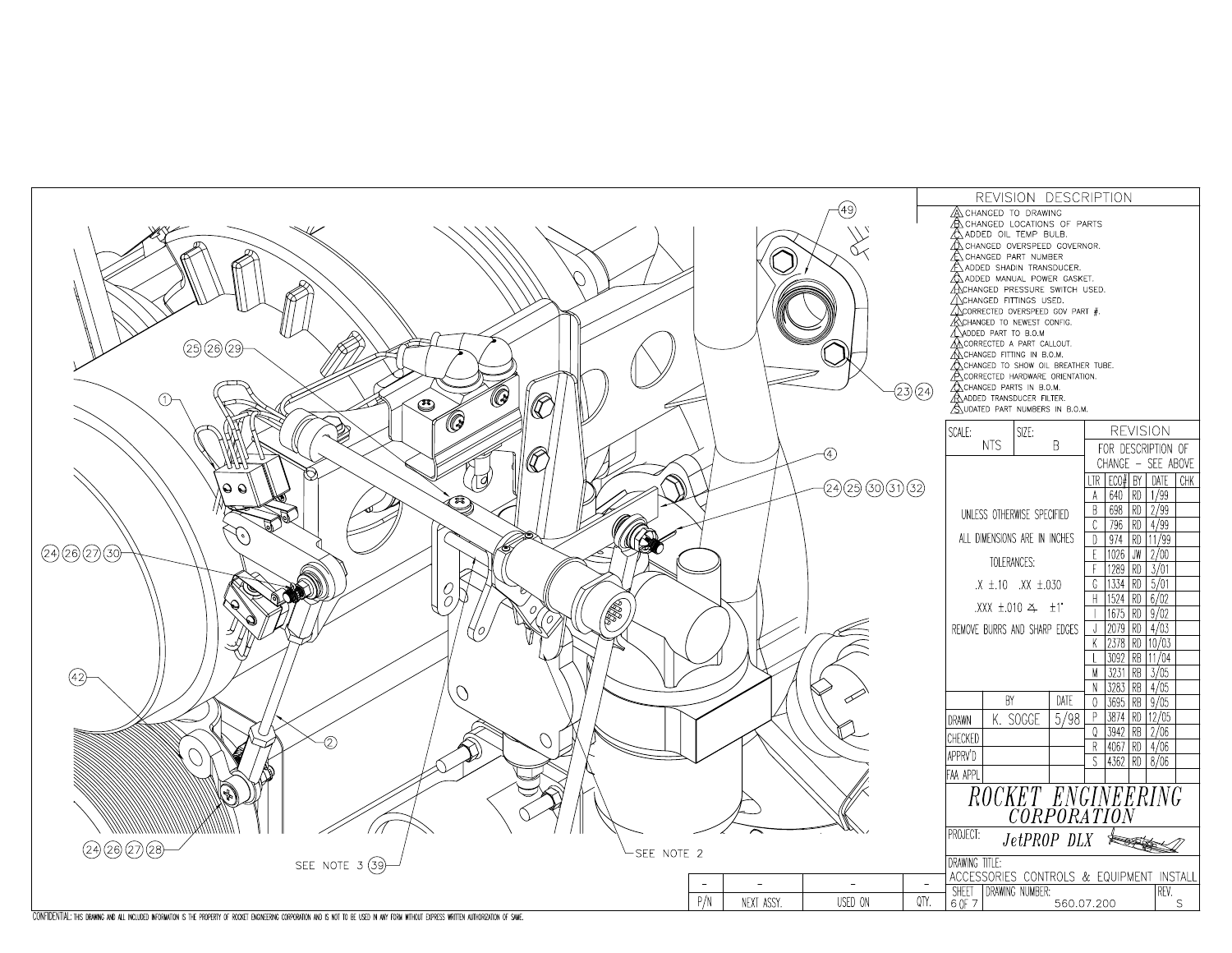49

25 26 29

1

23 24

4

24 25 30 31 32

24 26 27 30

42

2

24 26 27 28

SEE NOTE 3 39

SEE NOTE 2

## REVISION DESCRIPTION

- A. CHANGED TO DRAWING
- B. CHANGED LOCATIONS OF PARTS
- C. ADDED OIL TEMP BULB.
- D. CHANGED OVERSPEED GOVERNOR.
- E. CHANGED PART NUMBER
- F. ADDED SHADIN TRANSDUCER.
- G. ADDED MANUAL POWER GASKET.
- H. CHANGED PRESSURE SWITCH USED.
- I. CHANGED FITTINGS USED.
- J. CORRECTED OVERSPEED GOV PART #.
- K. CHANGED TO NEWEST CONFIG.
- L. ADDED PART TO B.O.M
- M. CORRECTED A PART CALLOUT.
- N. CHANGED FITTING IN B.O.M.
- O. CHANGED TO SHOW OIL BREATHER TUBE.
- P. CORRECTED HARDWARE ORIENTATION.
- Q. CHANGED PARTS IN B.O.M.
- R. ADDED TRANSDUCER FILTER.
- S. UDATED PART NUMBERS IN B.O.M.

SCALE: NTS | SIZE: B

UNLESS OTHERWISE SPECIFIED

ALL DIMENSIONS ARE IN INCHES

TOLERANCES:

.X ±.10 .XX ±.030

.XXX ±.010 ∠ ±1°

REMOVE BURRS AND SHARP EDGES

REVISION — FOR DESCRIPTION OF CHANGE – SEE ABOVE

| LTR | ECO# | BY | DATE | CHK |
|---|---|---|---|---|
| A | 640 | RD | 1/99 | |
| B | 698 | RD | 2/99 | |
| C | 796 | RD | 4/99 | |
| D | 974 | RD | 11/99 | |
| E | 1026 | JW | 2/00 | |
| F | 1289 | RD | 3/01 | |
| G | 1334 | RD | 5/01 | |
| H | 1524 | RD | 6/02 | |
| I | 1675 | RD | 9/02 | |
| J | 2079 | RD | 4/03 | |
| K | 2378 | RD | 10/03 | |
| L | 3092 | RB | 11/04 | |
| M | 3231 | RB | 3/05 | |
| N | 3283 | RB | 4/05 | |
| O | 3695 | RB | 9/05 | |
| P | 3874 | RD | 12/05 | |
| Q | 3942 | RB | 2/06 | |
| R | 4067 | RD | 4/06 | |
| S | 4362 | RD | 8/06 | |

| | BY | DATE |
|---|---|---|
| DRAWN | K. SOGGE | 5/98 |
| CHECKED | | |
| APPRV'D | | |
| FAA APPL | | |

*ROCKET ENGINEERING CORPORATION*

PROJECT: *JetPROP DLX*

DRAWING TITLE: ACCESSORIES CONTROLS & EQUIPMENT INSTALL

SHEET 6 OF 7 | DRAWING NUMBER: 560.07.200 | REV. S

| P/N | NEXT ASSY. | USED ON | QTY. |
|---|---|---|---|
| - | - | - | - |

CONFIDENTIAL: THIS DRAWING AND ALL INCLUDED INFORMATION IS THE PROPERTY OF ROCKET ENGINEERING CORPORATION AND IS NOT TO BE USED IN ANY FORM WITHOUT EXPRESS WRITTEN AUTHORIZATION OF SAME.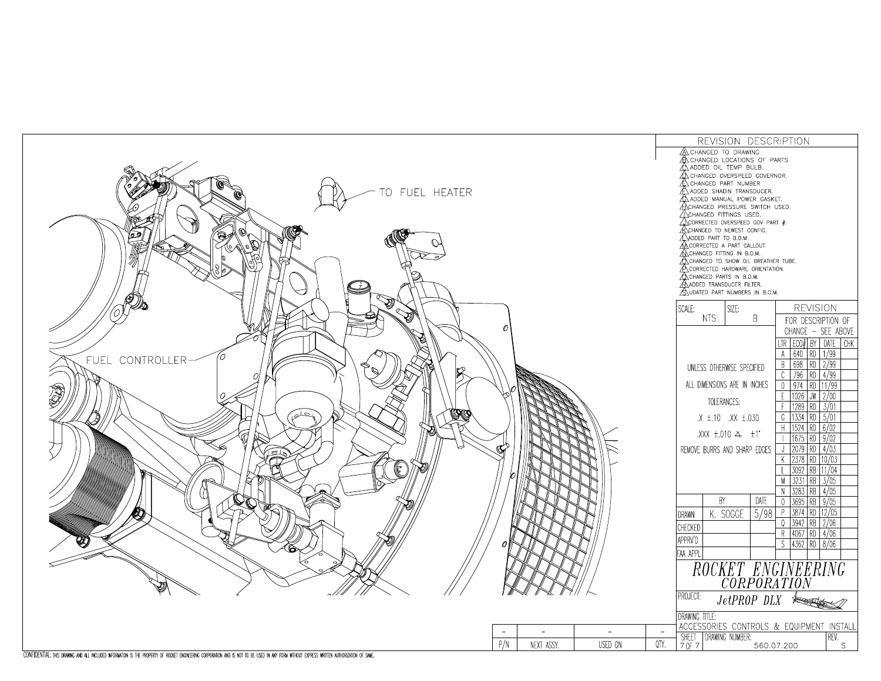TO FUEL HEATER

FUEL CONTROLLER

## REVISION DESCRIPTION

- A. CHANGED TO DRAWING
- B. CHANGED LOCATIONS OF PARTS
- C. ADDED OIL TEMP BULB.
- D. CHANGED OVERSPEED GOVERNOR.
- E. CHANGED PART NUMBER
- F. ADDED SHADIN TRANSDUCER.
- G. ADDED MANUAL POWER GASKET.
- H. CHANGED PRESSURE SWITCH USED.
- I. CHANGED FITTINGS USED.
- J. CORRECTED OVERSPEED GOV PART #.
- K. CHANGED TO NEWEST CONFIG.
- L. ADDED PART TO B.O.M
- M. CORRECTED A PART CALLOUT.
- N. CHANGED FITTING IN B.O.M.
- O. CHANGED TO SHOW OIL BREATHER TUBE.
- P. CORRECTED HARDWARE ORIENTATION.
- Q. CHANGED PARTS IN B.O.M.
- R. ADDED TRANSDUCER FILTER.
- S. UDATED PART NUMBERS IN B.O.M.

SCALE: NTS | SIZE: B

UNLESS OTHERWISE SPECIFIED ALL DIMENSIONS ARE IN INCHES

TOLERANCES:

.X ±.10 .XX ±.030

.XXX ±.010 ∠ ±1°

REMOVE BURRS AND SHARP EDGES

REVISION — FOR DESCRIPTION OF CHANGE – SEE ABOVE

| LTR | ECO# | BY | DATE | CHK |
|---|---|---|---|---|
| A | 640 | RD | 1/99 | |
| B | 698 | RD | 2/99 | |
| C | 796 | RD | 4/99 | |
| D | 974 | RD | 11/99 | |
| E | 1026 | JW | 2/00 | |
| F | 1289 | RD | 3/01 | |
| G | 1334 | RD | 5/01 | |
| H | 1524 | RD | 6/02 | |
| I | 1675 | RD | 9/02 | |
| J | 2079 | RD | 4/03 | |
| K | 2378 | RD | 10/03 | |
| L | 3092 | RB | 11/04 | |
| M | 3231 | RB | 3/05 | |
| N | 3283 | RB | 4/05 | |
| O | 3695 | RB | 9/05 | |
| P | 3874 | RD | 12/05 | |
| Q | 3942 | RB | 2/06 | |
| R | 4067 | RD | 4/06 | |
| S | 4362 | RD | 8/06 | |

| | BY | DATE |
|---|---|---|
| DRAWN | K. SOGGE | 5/98 |
| CHECKED | | |
| APPRV'D | | |
| FAA APPL | | |

*ROCKET ENGINEERING CORPORATION*

PROJECT: *JetPROP DLX*

DRAWING TITLE: ACCESSORIES CONTROLS & EQUIPMENT INSTALL

| SHEET | DRAWING NUMBER: | REV. |
|---|---|---|
| 7 OF 7 | 560.07.200 | S |

| P/N | NEXT ASSY. | USED ON | QTY. |
|---|---|---|---|
| - | - | - | - |

CONFIDENTIAL: THIS DRAWING AND ALL INCLUDED INFORMATION IS THE PROPERTY OF ROCKET ENGINEERING CORPORATION AND IS NOT TO BE USED IN ANY FORM WITHOUT EXPRESS WRITTEN AUTHORIZATION OF SAME.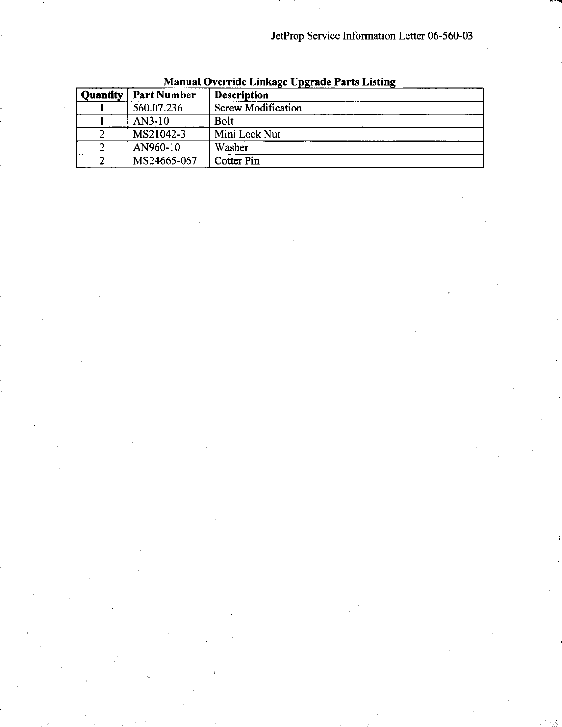## Manual Override Linkage Upgrade Parts Listing

| Quantity | Part Number | Description |
|---|---|---|
| 1 | 560.07.236 | Screw Modification |
| 1 | AN3-10 | Bolt |
| 2 | MS21042-3 | Mini Lock Nut |
| 2 | AN960-10 | Washer |
| 2 | MS24665-067 | Cotter Pin |